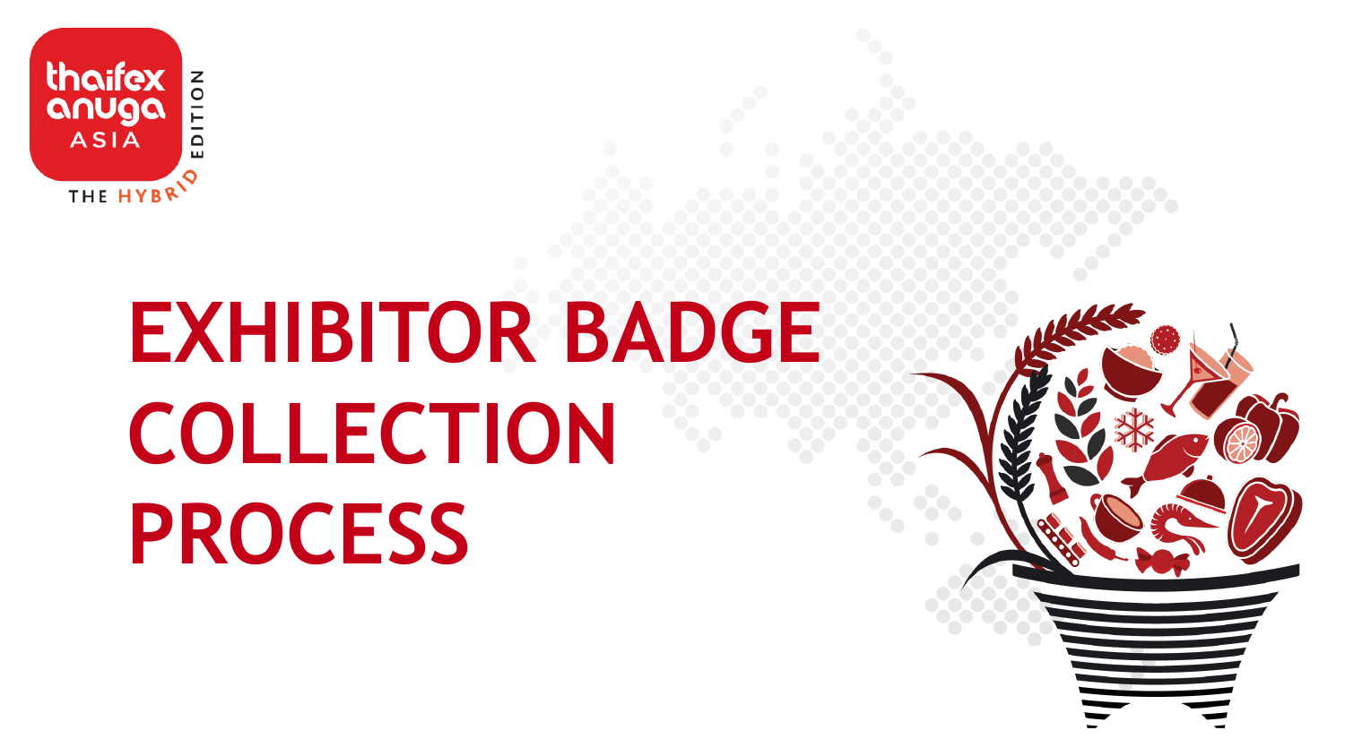# EXHIBITOR BADGE COLLECTION PROCESS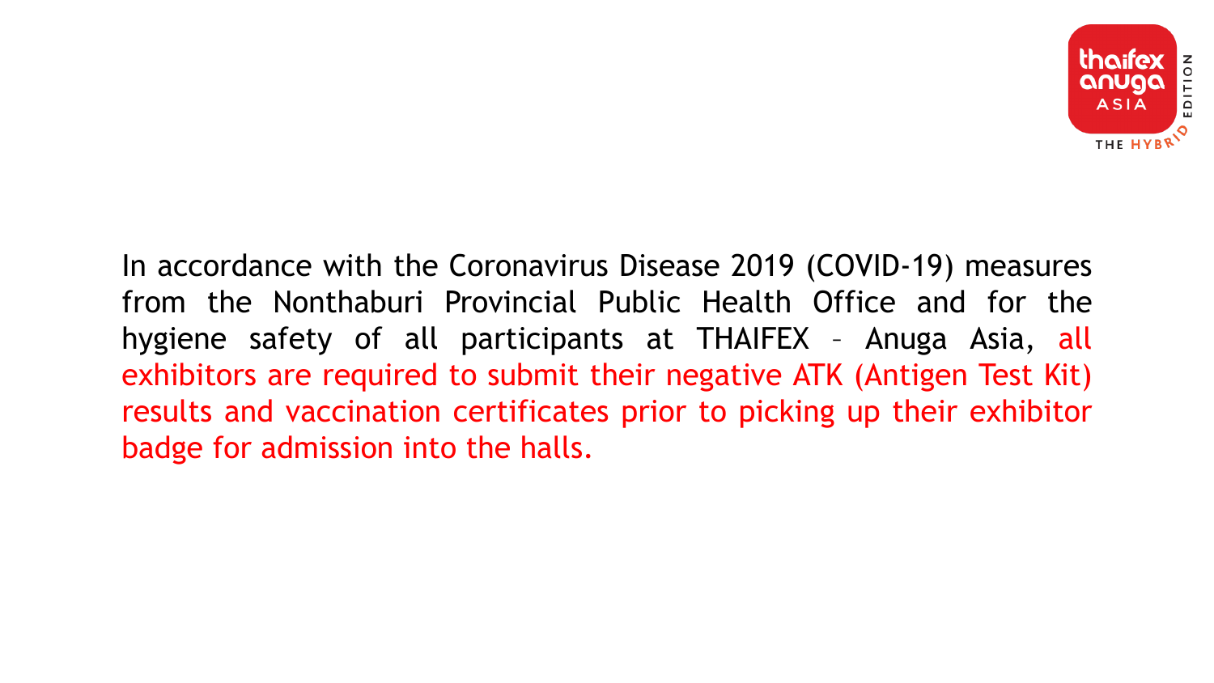In accordance with the Coronavirus Disease 2019 (COVID-19) measures from the Nonthaburi Provincial Public Health Office and for the hygiene safety of all participants at THAIFEX – Anuga Asia, all exhibitors are required to submit their negative ATK (Antigen Test Kit) results and vaccination certificates prior to picking up their exhibitor badge for admission into the halls.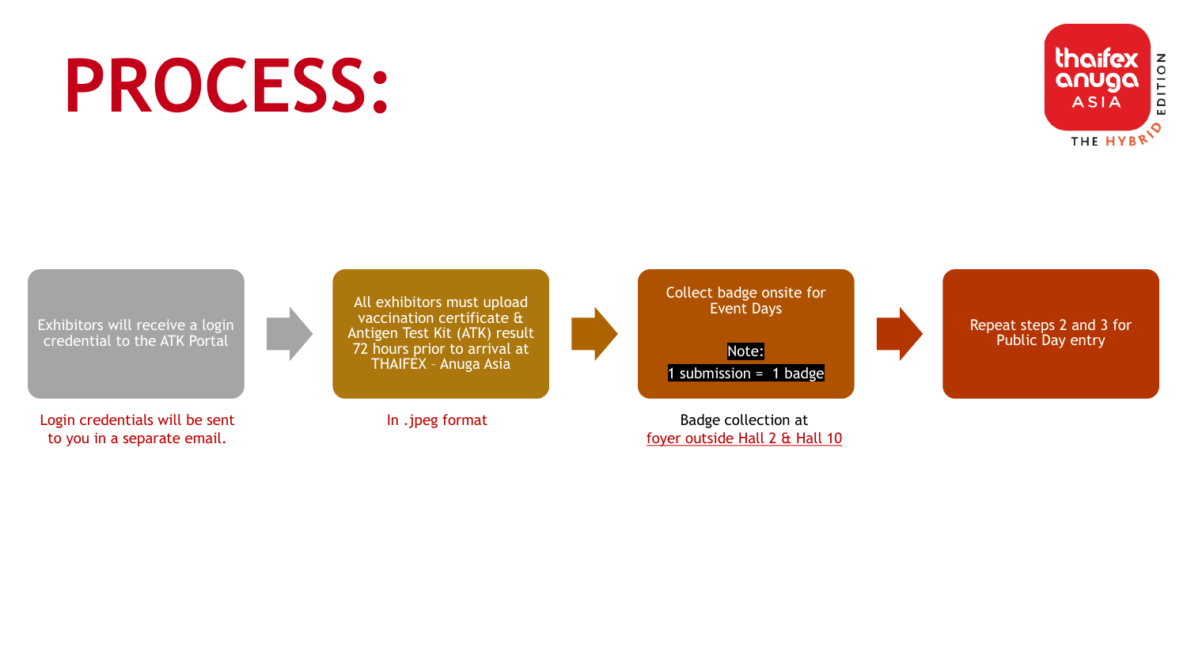# PROCESS:

1. Exhibitors will receive a login credential to the ATK Portal

   Login credentials will be sent to you in a separate email.

2. All exhibitors must upload vaccination certificate & Antigen Test Kit (ATK) result 72 hours prior to arrival at THAIFEX - Anuga Asia

   In .jpeg format

3. Collect badge onsite for Event Days

   **Note:**

   **1 submission = 1 badge**

   Badge collection at foyer outside Hall 2 & Hall 10

4. Repeat steps 2 and 3 for Public Day entry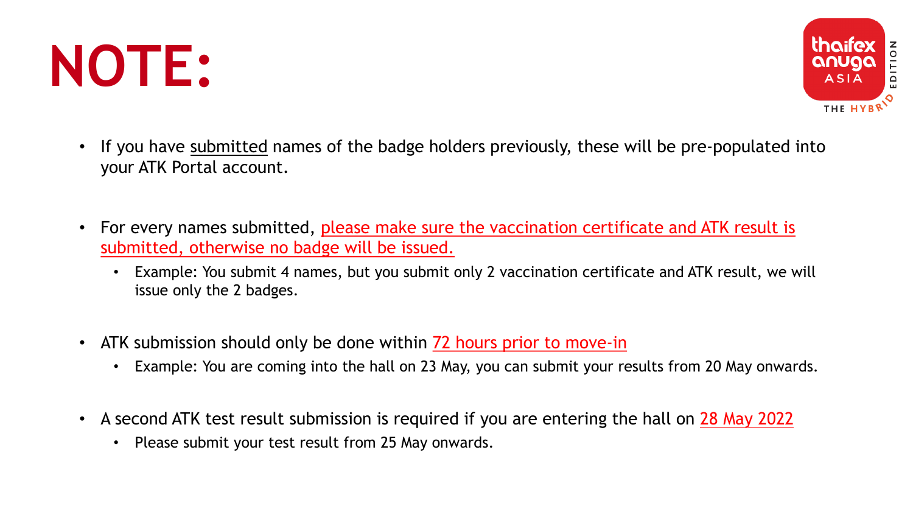# NOTE:

- If you have submitted names of the badge holders previously, these will be pre-populated into your ATK Portal account.

- For every names submitted, please make sure the vaccination certificate and ATK result is submitted, otherwise no badge will be issued.
  - Example: You submit 4 names, but you submit only 2 vaccination certificate and ATK result, we will issue only the 2 badges.

- ATK submission should only be done within 72 hours prior to move-in
  - Example: You are coming into the hall on 23 May, you can submit your results from 20 May onwards.

- A second ATK test result submission is required if you are entering the hall on 28 May 2022
  - Please submit your test result from 25 May onwards.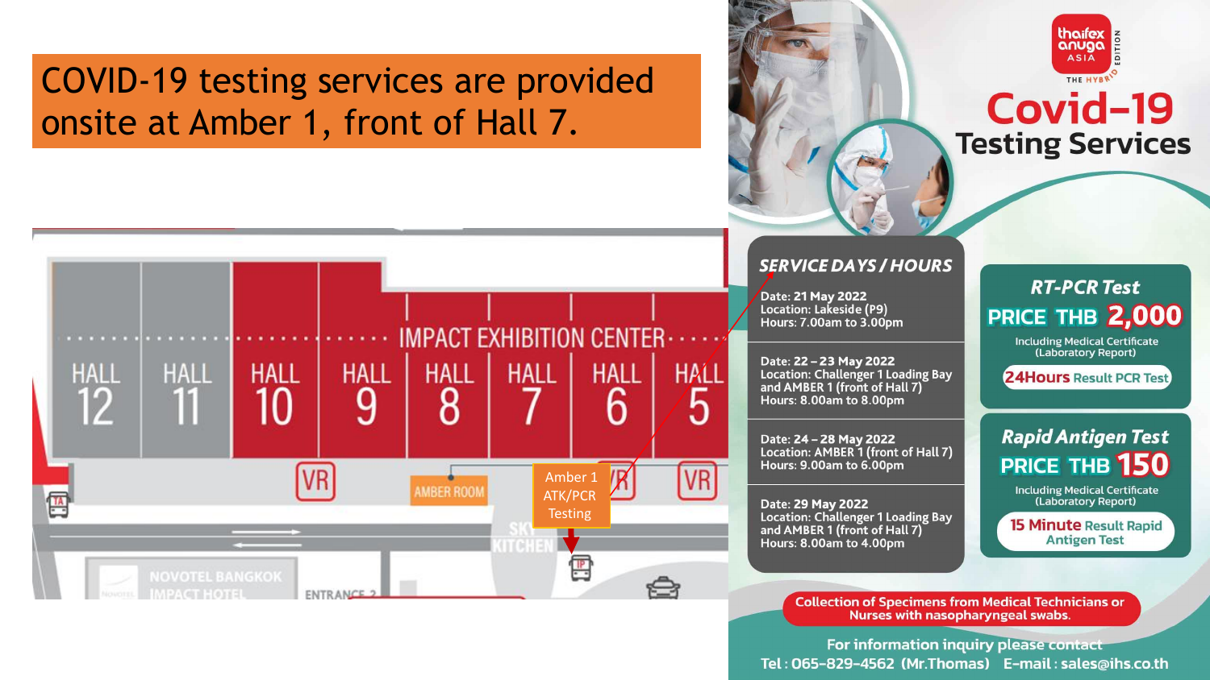# COVID-19 testing services are provided onsite at Amber 1, front of Hall 7.

IMPACT EXHIBITION CENTER

HALL 12 | HALL 11 | HALL 10 | HALL 9 | HALL 8 | HALL 7 | HALL 6 | HALL 5

VR | AMBER ROOM | VR | VR

Amber 1 ATK/PCR Testing

SKY KITCHEN

NOVOTEL BANGKOK IMPACT HOTEL

ENTRANCE 2

thaifex anuga ASIA THE HYBRID EDITION

# Covid-19 Testing Services

## SERVICE DAYS / HOURS

Date: 21 May 2022
Location: Lakeside (P9)
Hours: 7.00am to 3.00pm

Date: 22 – 23 May 2022
Location: Challenger 1 Loading Bay and AMBER 1 (front of Hall 7)
Hours: 8.00am to 8.00pm

Date: 24 – 28 May 2022
Location: AMBER 1 (front of Hall 7)
Hours: 9.00am to 6.00pm

Date: 29 May 2022
Location: Challenger 1 Loading Bay and AMBER 1 (front of Hall 7)
Hours: 8.00am to 4.00pm

## RT-PCR Test

PRICE THB 2,000

Including Medical Certificate (Laboratory Report)

24Hours Result PCR Test

## Rapid Antigen Test

PRICE THB 150

Including Medical Certificate (Laboratory Report)

15 Minute Result Rapid Antigen Test

Collection of Specimens from Medical Technicians or Nurses with nasopharyngeal swabs.

For information inquiry please contact
Tel : 065-829-4562 (Mr.Thomas) E-mail : sales@ihs.co.th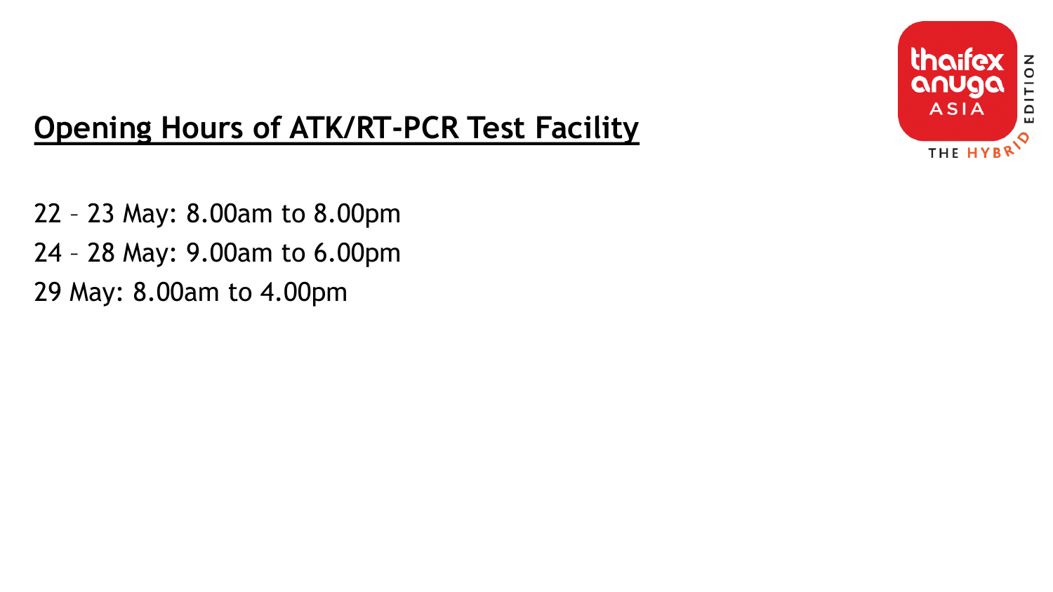## Opening Hours of ATK/RT-PCR Test Facility

22 – 23 May: 8.00am to 8.00pm

24 – 28 May: 9.00am to 6.00pm

29 May: 8.00am to 4.00pm